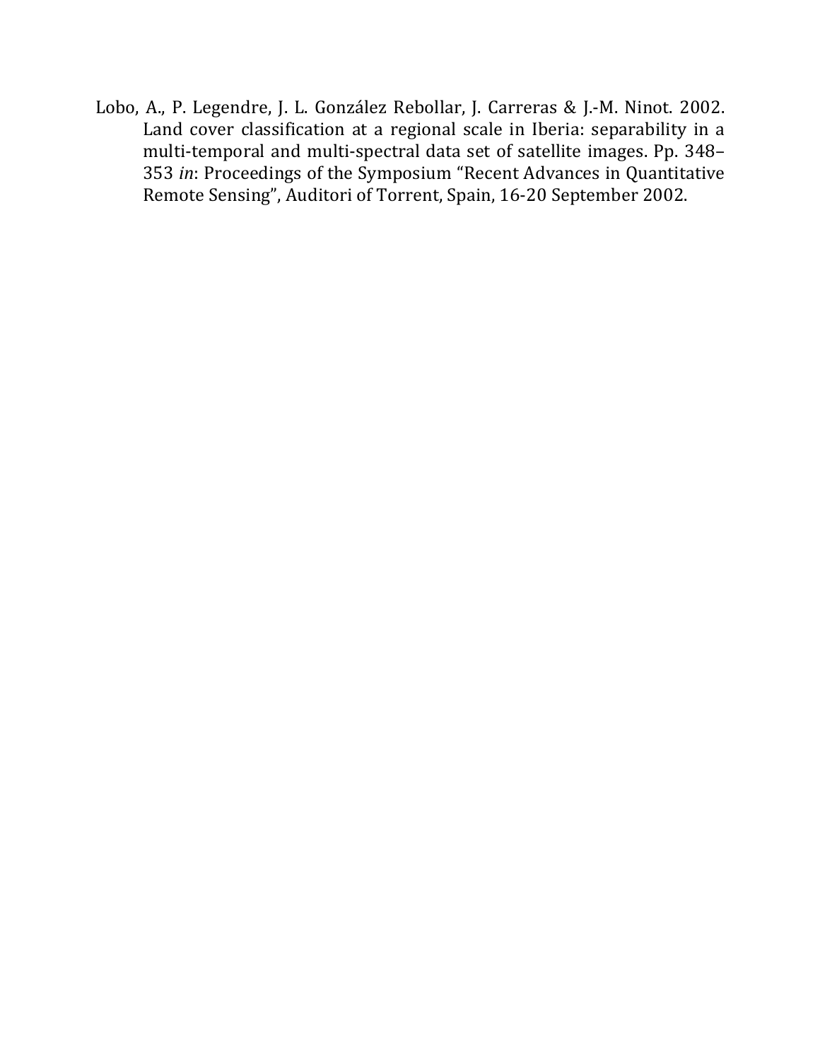Lobo, A., P. Legendre, J. L. González Rebollar, J. Carreras & J.-M. Ninot. 2002. Land cover classification at a regional scale in Iberia: separability in a multi-temporal and multi-spectral data set of satellite images. Pp. 348–353 *in*: Proceedings of the Symposium "Recent Advances in Quantitative Remote Sensing", Auditori of Torrent, Spain, 16-20 September 2002.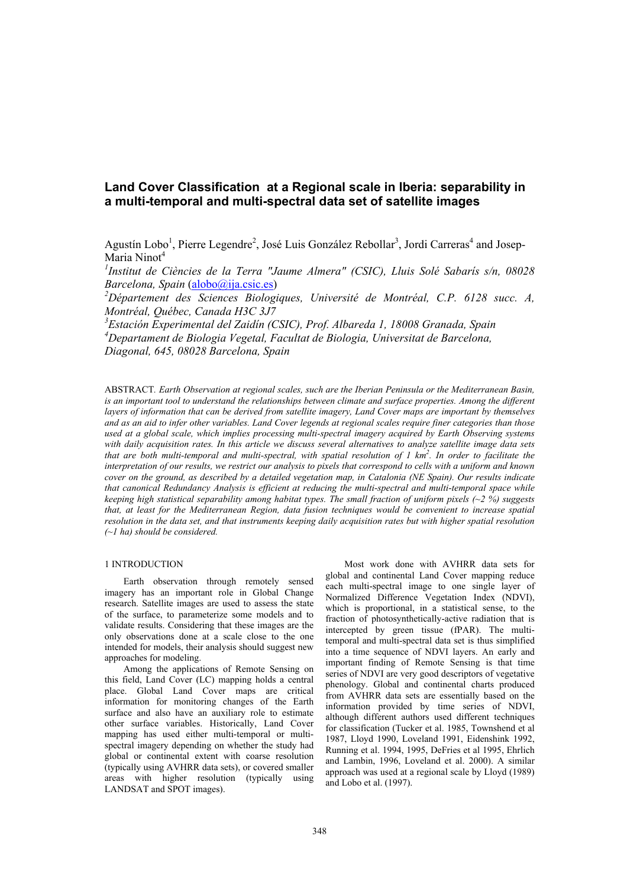# Land Cover Classification at a Regional scale in Iberia: separability in a multi-temporal and multi-spectral data set of satellite images

Agustín Lobo[1], Pierre Legendre[2], José Luis González Rebollar[3], Jordi Carreras[4] and Josep-Maria Ninot[4]

[1]*Institut de Ciències de la Terra "Jaume Almera" (CSIC), Lluis Solé Sabarís s/n, 08028 Barcelona, Spain* (alobo@ija.csic.es)

[2]*Département des Sciences Biologiques, Université de Montréal, C.P. 6128 succ. A, Montréal, Québec, Canada H3C 3J7*

[3]*Estación Experimental del Zaidín (CSIC), Prof. Albareda 1, 18008 Granada, Spain*

[4]*Departament de Biologia Vegetal, Facultat de Biologia, Universitat de Barcelona, Diagonal, 645, 08028 Barcelona, Spain*

ABSTRACT. *Earth Observation at regional scales, such are the Iberian Peninsula or the Mediterranean Basin, is an important tool to understand the relationships between climate and surface properties. Among the different layers of information that can be derived from satellite imagery, Land Cover maps are important by themselves and as an aid to infer other variables. Land Cover legends at regional scales require finer categories than those used at a global scale, which implies processing multi-spectral imagery acquired by Earth Observing systems with daily acquisition rates. In this article we discuss several alternatives to analyze satellite image data sets that are both multi-temporal and multi-spectral, with spatial resolution of 1 km$^2$. In order to facilitate the interpretation of our results, we restrict our analysis to pixels that correspond to cells with a uniform and known cover on the ground, as described by a detailed vegetation map, in Catalonia (NE Spain). Our results indicate that canonical Redundancy Analysis is efficient at reducing the multi-spectral and multi-temporal space while keeping high statistical separability among habitat types. The small fraction of uniform pixels (~2 %) suggests that, at least for the Mediterranean Region, data fusion techniques would be convenient to increase spatial resolution in the data set, and that instruments keeping daily acquisition rates but with higher spatial resolution (~1 ha) should be considered.*

## 1 INTRODUCTION

Earth observation through remotely sensed imagery has an important role in Global Change research. Satellite images are used to assess the state of the surface, to parameterize some models and to validate results. Considering that these images are the only observations done at a scale close to the one intended for models, their analysis should suggest new approaches for modeling.

Among the applications of Remote Sensing on this field, Land Cover (LC) mapping holds a central place. Global Land Cover maps are critical information for monitoring changes of the Earth surface and also have an auxiliary role to estimate other surface variables. Historically, Land Cover mapping has used either multi-temporal or multi-spectral imagery depending on whether the study had global or continental extent with coarse resolution (typically using AVHRR data sets), or covered smaller areas with higher resolution (typically using LANDSAT and SPOT images).

Most work done with AVHRR data sets for global and continental Land Cover mapping reduce each multi-spectral image to one single layer of Normalized Difference Vegetation Index (NDVI), which is proportional, in a statistical sense, to the fraction of photosynthetically-active radiation that is intercepted by green tissue (fPAR). The multi-temporal and multi-spectral data set is thus simplified into a time sequence of NDVI layers. An early and important finding of Remote Sensing is that time series of NDVI are very good descriptors of vegetative phenology. Global and continental charts produced from AVHRR data sets are essentially based on the information provided by time series of NDVI, although different authors used different techniques for classification (Tucker et al. 1985, Townshend et al 1987, Lloyd 1990, Loveland 1991, Eidenshink 1992, Running et al. 1994, 1995, DeFries et al 1995, Ehrlich and Lambin, 1996, Loveland et al. 2000). A similar approach was used at a regional scale by Lloyd (1989) and Lobo et al. (1997).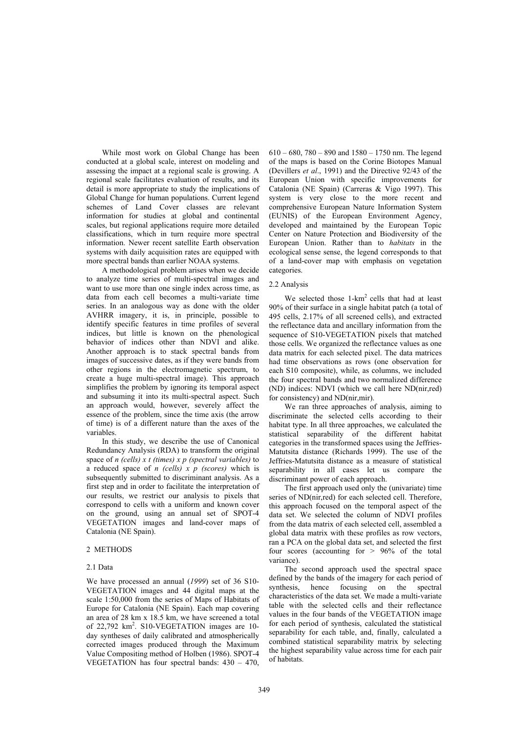While most work on Global Change has been conducted at a global scale, interest on modeling and assessing the impact at a regional scale is growing. A regional scale facilitates evaluation of results, and its detail is more appropriate to study the implications of Global Change for human populations. Current legend schemes of Land Cover classes are relevant information for studies at global and continental scales, but regional applications require more detailed classifications, which in turn require more spectral information. Newer recent satellite Earth observation systems with daily acquisition rates are equipped with more spectral bands than earlier NOAA systems.

A methodological problem arises when we decide to analyze time series of multi-spectral images and want to use more than one single index across time, as data from each cell becomes a multi-variate time series. In an analogous way as done with the older AVHRR imagery, it is, in principle, possible to identify specific features in time profiles of several indices, but little is known on the phenological behavior of indices other than NDVI and alike. Another approach is to stack spectral bands from images of successive dates, as if they were bands from other regions in the electromagnetic spectrum, to create a huge multi-spectral image). This approach simplifies the problem by ignoring its temporal aspect and subsuming it into its multi-spectral aspect. Such an approach would, however, severely affect the essence of the problem, since the time axis (the arrow of time) is of a different nature than the axes of the variables.

In this study, we describe the use of Canonical Redundancy Analysis (RDA) to transform the original space of *n (cells) x t (times) x p (spectral variables)* to a reduced space of *n (cells) x p (scores)* which is subsequently submitted to discriminant analysis. As a first step and in order to facilitate the interpretation of our results, we restrict our analysis to pixels that correspond to cells with a uniform and known cover on the ground, using an annual set of SPOT-4 VEGETATION images and land-cover maps of Catalonia (NE Spain).

## 2 METHODS

### 2.1 Data

We have processed an annual (*1999*) set of 36 S10-VEGETATION images and 44 digital maps at the scale 1:50,000 from the series of Maps of Habitats of Europe for Catalonia (NE Spain). Each map covering an area of 28 km x 18.5 km, we have screened a total of 22,792 km$^2$. S10-VEGETATION images are 10-day syntheses of daily calibrated and atmospherically corrected images produced through the Maximum Value Compositing method of Holben (1986). SPOT-4 VEGETATION has four spectral bands: 430 – 470, 610 – 680, 780 – 890 and 1580 – 1750 nm. The legend of the maps is based on the Corine Biotopes Manual (Devillers *et al*., 1991) and the Directive 92/43 of the European Union with specific improvements for Catalonia (NE Spain) (Carreras & Vigo 1997). This system is very close to the more recent and comprehensive European Nature Information System (EUNIS) of the European Environment Agency, developed and maintained by the European Topic Center on Nature Protection and Biodiversity of the European Union. Rather than to *habitats* in the ecological sense sense, the legend corresponds to that of a land-cover map with emphasis on vegetation categories.

### 2.2 Analysis

We selected those 1-km$^2$ cells that had at least 90% of their surface in a single habitat patch (a total of 495 cells, 2.17% of all screened cells), and extracted the reflectance data and ancillary information from the sequence of S10-VEGETATION pixels that matched those cells. We organized the reflectance values as one data matrix for each selected pixel. The data matrices had time observations as rows (one observation for each S10 composite), while, as columns, we included the four spectral bands and two normalized difference (ND) indices: NDVI (which we call here ND(nir,red) for consistency) and ND(nir,mir).

We ran three approaches of analysis, aiming to discriminate the selected cells according to their habitat type. In all three approaches, we calculated the statistical separability of the different habitat categories in the transformed spaces using the Jeffries-Matutsita distance (Richards 1999). The use of the Jeffries-Matutsita distance as a measure of statistical separability in all cases let us compare the discriminant power of each approach.

The first approach used only the (univariate) time series of ND(nir,red) for each selected cell. Therefore, this approach focused on the temporal aspect of the data set. We selected the column of NDVI profiles from the data matrix of each selected cell, assembled a global data matrix with these profiles as row vectors, ran a PCA on the global data set, and selected the first four scores (accounting for > 96% of the total variance).

The second approach used the spectral space defined by the bands of the imagery for each period of synthesis, hence focusing on the spectral characteristics of the data set. We made a multi-variate table with the selected cells and their reflectance values in the four bands of the VEGETATION image for each period of synthesis, calculated the statistical separability for each table, and, finally, calculated a combined statistical separability matrix by selecting the highest separability value across time for each pair of habitats.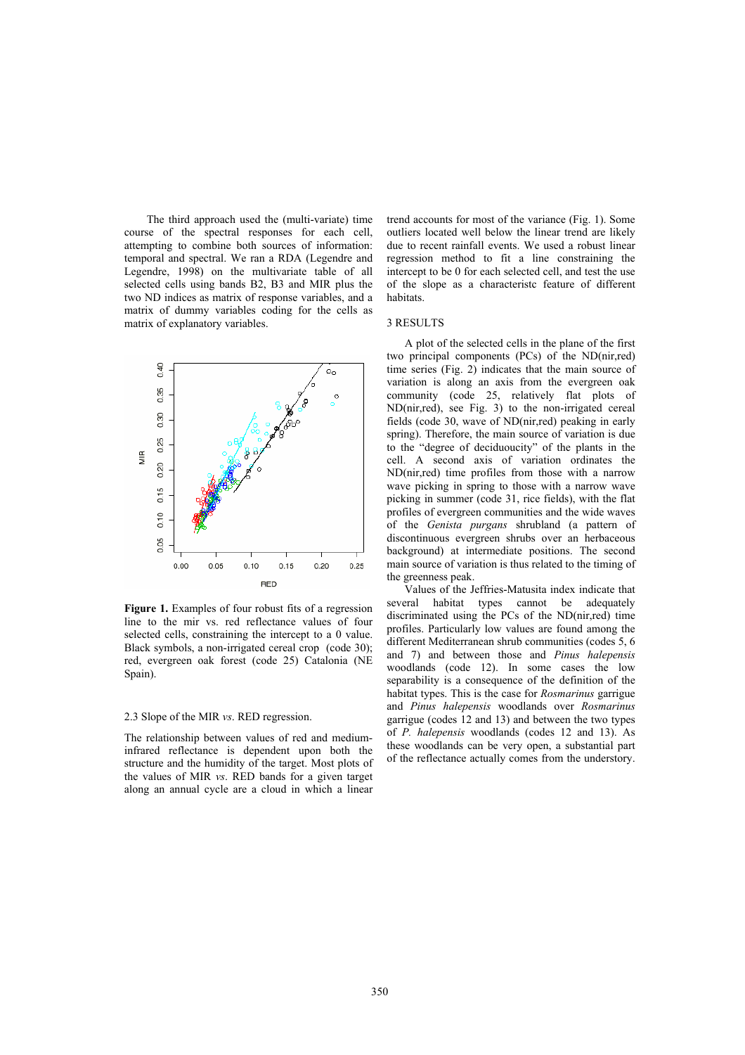The third approach used the (multi-variate) time course of the spectral responses for each cell, attempting to combine both sources of information: temporal and spectral. We ran a RDA (Legendre and Legendre, 1998) on the multivariate table of all selected cells using bands B2, B3 and MIR plus the two ND indices as matrix of response variables, and a matrix of dummy variables coding for the cells as matrix of explanatory variables.

**Figure 1.** Examples of four robust fits of a regression line to the mir vs. red reflectance values of four selected cells, constraining the intercept to a 0 value. Black symbols, a non-irrigated cereal crop (code 30); red, evergreen oak forest (code 25) Catalonia (NE Spain).

### 2.3 Slope of the MIR *vs*. RED regression.

The relationship between values of red and medium-infrared reflectance is dependent upon both the structure and the humidity of the target. Most plots of the values of MIR *vs*. RED bands for a given target along an annual cycle are a cloud in which a linear trend accounts for most of the variance (Fig. 1). Some outliers located well below the linear trend are likely due to recent rainfall events. We used a robust linear regression method to fit a line constraining the intercept to be 0 for each selected cell, and test the use of the slope as a characteristc feature of different habitats.

## 3 RESULTS

A plot of the selected cells in the plane of the first two principal components (PCs) of the ND(nir,red) time series (Fig. 2) indicates that the main source of variation is along an axis from the evergreen oak community (code 25, relatively flat plots of ND(nir,red), see Fig. 3) to the non-irrigated cereal fields (code 30, wave of ND(nir,red) peaking in early spring). Therefore, the main source of variation is due to the "degree of deciduoucity" of the plants in the cell. A second axis of variation ordinates the ND(nir,red) time profiles from those with a narrow wave picking in spring to those with a narrow wave picking in summer (code 31, rice fields), with the flat profiles of evergreen communities and the wide waves of the *Genista purgans* shrubland (a pattern of discontinuous evergreen shrubs over an herbaceous background) at intermediate positions. The second main source of variation is thus related to the timing of the greenness peak.

Values of the Jeffries-Matusita index indicate that several habitat types cannot be adequately discriminated using the PCs of the ND(nir,red) time profiles. Particularly low values are found among the different Mediterranean shrub communities (codes 5, 6 and 7) and between those and *Pinus halepensis* woodlands (code 12). In some cases the low separability is a consequence of the definition of the habitat types. This is the case for *Rosmarinus* garrigue and *Pinus halepensis* woodlands over *Rosmarinus* garrigue (codes 12 and 13) and between the two types of *P. halepensis* woodlands (codes 12 and 13). As these woodlands can be very open, a substantial part of the reflectance actually comes from the understory.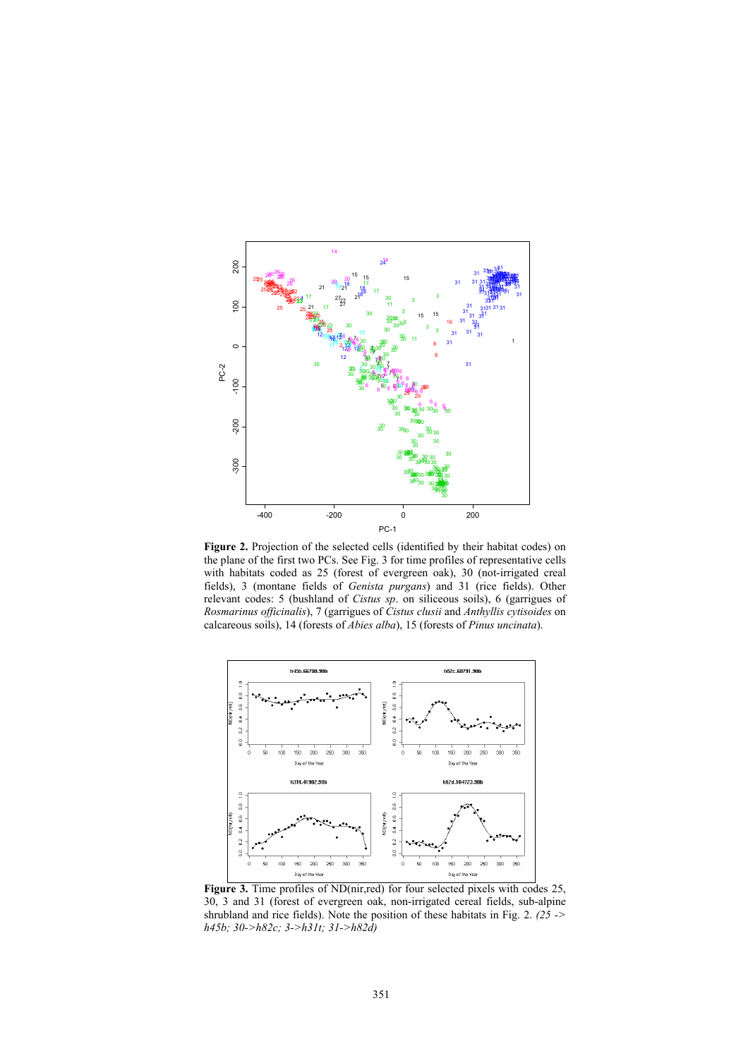**Figure 2.** Projection of the selected cells (identified by their habitat codes) on the plane of the first two PCs. See Fig. 3 for time profiles of representative cells with habitats coded as 25 (forest of evergreen oak), 30 (not-irrigated creal fields), 3 (montane fields of *Genista purgans*) and 31 (rice fields). Other relevant codes: 5 (bushland of *Cistus sp*. on siliceous soils), 6 (garrigues of *Rosmarinus officinalis*), 7 (garrigues of *Cistus clusii* and *Anthyllis cytisoides* on calcareous soils), 14 (forests of *Abies alba*), 15 (forests of *Pinus uncinata*).

**Figure 3.** Time profiles of ND(nir,red) for four selected pixels with codes 25, 30, 3 and 31 (forest of evergreen oak, non-irrigated cereal fields, sub-alpine shrubland and rice fields). Note the position of these habitats in Fig. 2. *(25 -> h45b; 30->h82c; 3->h31t; 31->h82d)*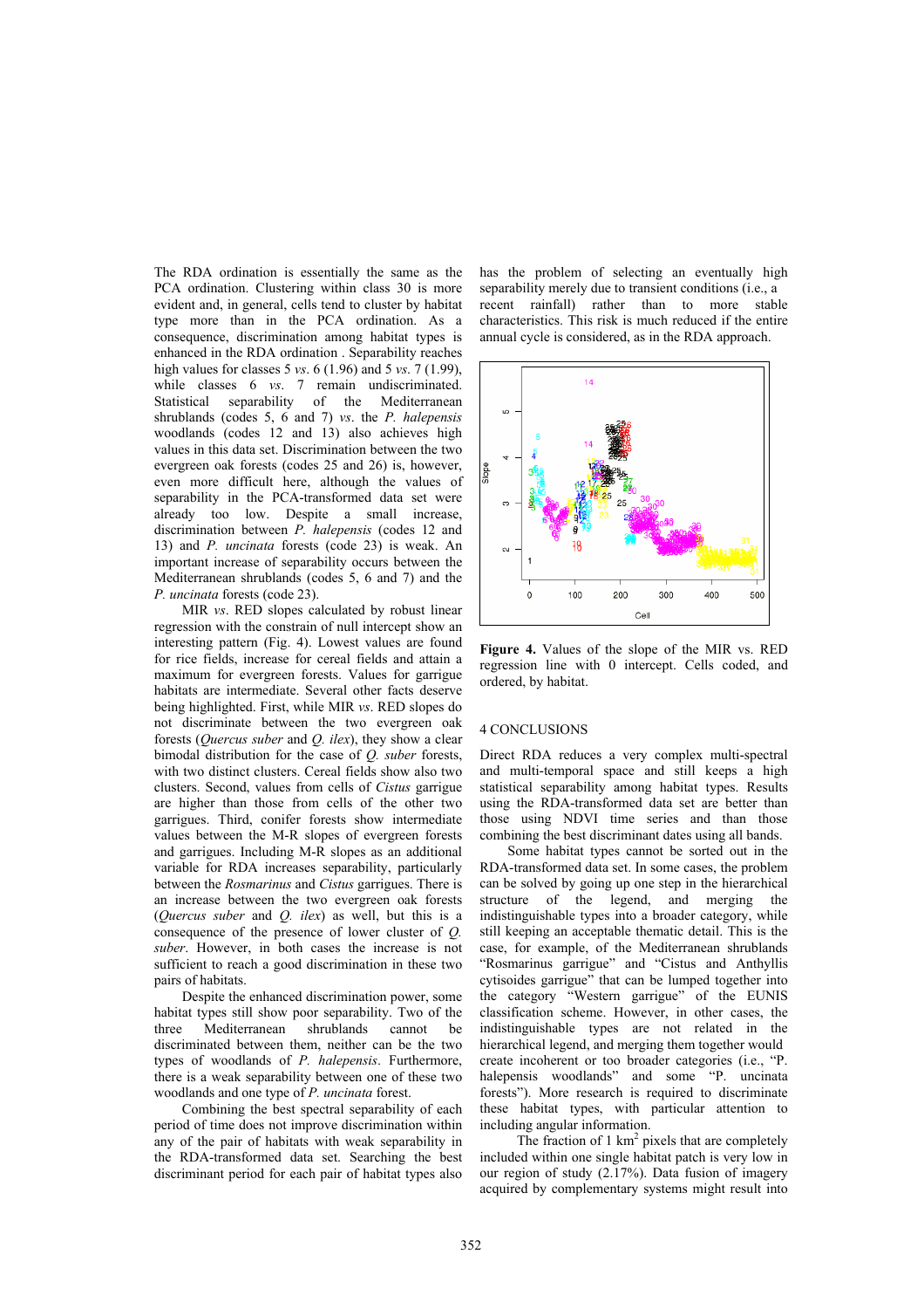The RDA ordination is essentially the same as the PCA ordination. Clustering within class 30 is more evident and, in general, cells tend to cluster by habitat type more than in the PCA ordination. As a consequence, discrimination among habitat types is enhanced in the RDA ordination . Separability reaches high values for classes 5 *vs*. 6 (1.96) and 5 *vs*. 7 (1.99), while classes 6 *vs*. 7 remain undiscriminated. Statistical separability of the Mediterranean shrublands (codes 5, 6 and 7) *vs*. the *P. halepensis* woodlands (codes 12 and 13) also achieves high values in this data set. Discrimination between the two evergreen oak forests (codes 25 and 26) is, however, even more difficult here, although the values of separability in the PCA-transformed data set were already too low. Despite a small increase, discrimination between *P. halepensis* (codes 12 and 13) and *P. uncinata* forests (code 23) is weak. An important increase of separability occurs between the Mediterranean shrublands (codes 5, 6 and 7) and the *P. uncinata* forests (code 23).

MIR *vs*. RED slopes calculated by robust linear regression with the constrain of null intercept show an interesting pattern (Fig. 4). Lowest values are found for rice fields, increase for cereal fields and attain a maximum for evergreen forests. Values for garrigue habitats are intermediate. Several other facts deserve being highlighted. First, while MIR *vs*. RED slopes do not discriminate between the two evergreen oak forests (*Quercus suber* and *Q. ilex*), they show a clear bimodal distribution for the case of *Q. suber* forests, with two distinct clusters. Cereal fields show also two clusters. Second, values from cells of *Cistus* garrigue are higher than those from cells of the other two garrigues. Third, conifer forests show intermediate values between the M-R slopes of evergreen forests and garrigues. Including M-R slopes as an additional variable for RDA increases separability, particularly between the *Rosmarinus* and *Cistus* garrigues. There is an increase between the two evergreen oak forests (*Quercus suber* and *Q. ilex*) as well, but this is a consequence of the presence of lower cluster of *Q. suber*. However, in both cases the increase is not sufficient to reach a good discrimination in these two pairs of habitats.

Despite the enhanced discrimination power, some habitat types still show poor separability. Two of the three Mediterranean shrublands cannot be discriminated between them, neither can be the two types of woodlands of *P. halepensis*. Furthermore, there is a weak separability between one of these two woodlands and one type of *P. uncinata* forest.

Combining the best spectral separability of each period of time does not improve discrimination within any of the pair of habitats with weak separability in the RDA-transformed data set. Searching the best discriminant period for each pair of habitat types also has the problem of selecting an eventually high separability merely due to transient conditions (i.e., a recent rainfall) rather than to more stable characteristics. This risk is much reduced if the entire annual cycle is considered, as in the RDA approach.

**Figure 4.** Values of the slope of the MIR vs. RED regression line with 0 intercept. Cells coded, and ordered, by habitat.

## 4 CONCLUSIONS

Direct RDA reduces a very complex multi-spectral and multi-temporal space and still keeps a high statistical separability among habitat types. Results using the RDA-transformed data set are better than those using NDVI time series and than those combining the best discriminant dates using all bands.

Some habitat types cannot be sorted out in the RDA-transformed data set. In some cases, the problem can be solved by going up one step in the hierarchical structure of the legend, and merging the indistinguishable types into a broader category, while still keeping an acceptable thematic detail. This is the case, for example, of the Mediterranean shrublands "Rosmarinus garrigue" and "Cistus and Anthyllis cytisoides garrigue" that can be lumped together into the category "Western garrigue" of the EUNIS classification scheme. However, in other cases, the indistinguishable types are not related in the hierarchical legend, and merging them together would create incoherent or too broader categories (i.e., "P. halepensis woodlands" and some "P. uncinata forests"). More research is required to discriminate these habitat types, with particular attention to including angular information.

The fraction of 1 km$^2$ pixels that are completely included within one single habitat patch is very low in our region of study (2.17%). Data fusion of imagery acquired by complementary systems might result into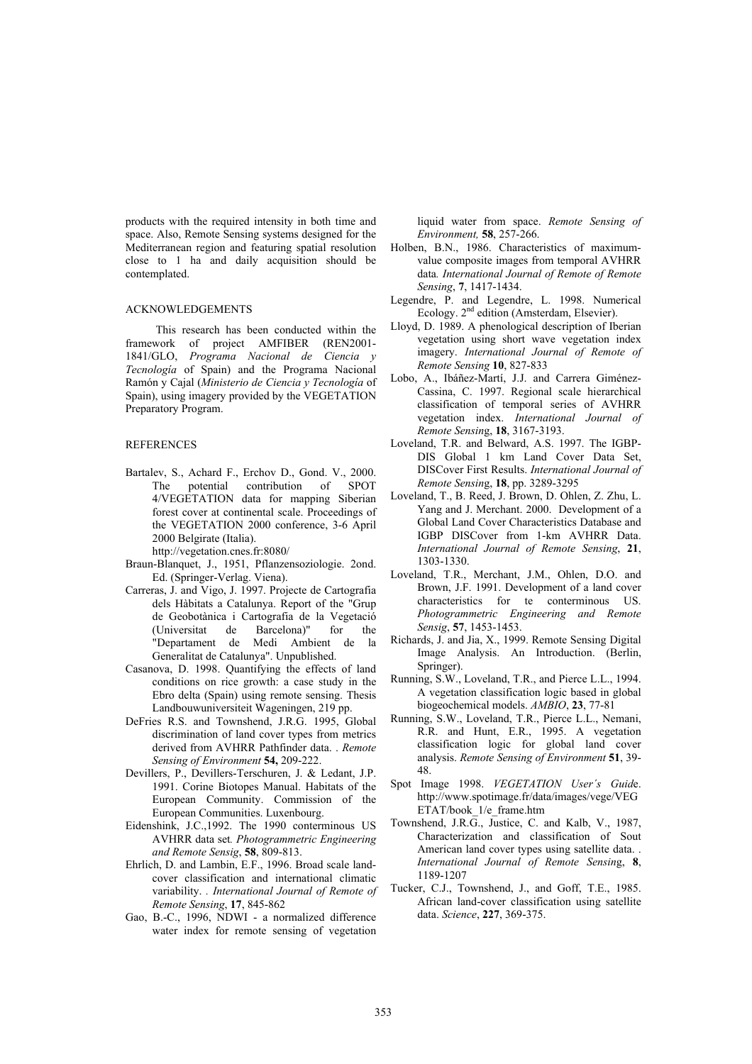products with the required intensity in both time and space. Also, Remote Sensing systems designed for the Mediterranean region and featuring spatial resolution close to 1 ha and daily acquisition should be contemplated.

## ACKNOWLEDGEMENTS

This research has been conducted within the framework of project AMFIBER (REN2001-1841/GLO, *Programa Nacional de Ciencia y Tecnología* of Spain) and the Programa Nacional Ramón y Cajal (*Ministerio de Ciencia y Tecnología* of Spain), using imagery provided by the VEGETATION Preparatory Program.

## REFERENCES

Bartalev, S., Achard F., Erchov D., Gond. V., 2000. The potential contribution of SPOT 4/VEGETATION data for mapping Siberian forest cover at continental scale. Proceedings of the VEGETATION 2000 conference, 3-6 April 2000 Belgirate (Italia). http://vegetation.cnes.fr:8080/

Braun-Blanquet, J., 1951, Pflanzensoziologie. 2ond. Ed. (Springer-Verlag. Viena).

Carreras, J. and Vigo, J. 1997. Projecte de Cartografia dels Hàbitats a Catalunya. Report of the "Grup de Geobotànica i Cartografia de la Vegetació (Universitat de Barcelona)" for the "Departament de Medi Ambient de la Generalitat de Catalunya". Unpublished.

Casanova, D. 1998. Quantifying the effects of land conditions on rice growth: a case study in the Ebro delta (Spain) using remote sensing. Thesis Landbouwuniversiteit Wageningen, 219 pp.

DeFries R.S. and Townshend, J.R.G. 1995, Global discrimination of land cover types from metrics derived from AVHRR Pathfinder data. . *Remote Sensing of Environment* **54,** 209-222.

Devillers, P., Devillers-Terschuren, J. & Ledant, J.P. 1991. Corine Biotopes Manual. Habitats of the European Community. Commission of the European Communities. Luxenbourg.

Eidenshink, J.C.,1992. The 1990 conterminous US AVHRR data set*. Photogrammetric Engineering and Remote Sensig*, **58**, 809-813.

Ehrlich, D. and Lambin, E.F., 1996. Broad scale land-cover classification and international climatic variability. . *International Journal of Remote of Remote Sensing*, **17**, 845-862

Gao, B.-C., 1996, NDWI - a normalized difference water index for remote sensing of vegetation liquid water from space. *Remote Sensing of Environment,* **58**, 257-266.

Holben, B.N., 1986. Characteristics of maximum-value composite images from temporal AVHRR data*. International Journal of Remote of Remote Sensing*, **7**, 1417-1434.

Legendre, P. and Legendre, L. 1998. Numerical Ecology. 2nd edition (Amsterdam, Elsevier).

Lloyd, D. 1989. A phenological description of Iberian vegetation using short wave vegetation index imagery. *International Journal of Remote of Remote Sensing* **10**, 827-833

Lobo, A., Ibáñez-Martí, J.J. and Carrera Giménez-Cassina, C. 1997. Regional scale hierarchical classification of temporal series of AVHRR vegetation index. *International Journal of Remote Sensin*g, **18**, 3167-3193.

Loveland, T.R. and Belward, A.S. 1997. The IGBP-DIS Global 1 km Land Cover Data Set, DISCover First Results. *International Journal of Remote Sensin*g, **18**, pp. 3289-3295

Loveland, T., B. Reed, J. Brown, D. Ohlen, Z. Zhu, L. Yang and J. Merchant. 2000. Development of a Global Land Cover Characteristics Database and IGBP DISCover from 1-km AVHRR Data. *International Journal of Remote Sensing*, **21**, 1303-1330.

Loveland, T.R., Merchant, J.M., Ohlen, D.O. and Brown, J.F. 1991. Development of a land cover characteristics for te conterminous US. *Photogrammetric Engineering and Remote Sensig*, **57**, 1453-1453.

Richards, J. and Jia, X., 1999. Remote Sensing Digital Image Analysis. An Introduction. (Berlin, Springer).

Running, S.W., Loveland, T.R., and Pierce L.L., 1994. A vegetation classification logic based in global biogeochemical models. *AMBIO*, **23**, 77-81

Running, S.W., Loveland, T.R., Pierce L.L., Nemani, R.R. and Hunt, E.R., 1995. A vegetation classification logic for global land cover analysis. *Remote Sensing of Environment* **51**, 39-48.

Spot Image 1998. *VEGETATION User´s Guid*e. http://www.spotimage.fr/data/images/vege/VEGETAT/book_1/e_frame.htm

Townshend, J.R.G., Justice, C. and Kalb, V., 1987, Characterization and classification of Sout American land cover types using satellite data. . *International Journal of Remote Sensin*g, **8**, 1189-1207

Tucker, C.J., Townshend, J., and Goff, T.E., 1985. African land-cover classification using satellite data. *Science*, **227**, 369-375.